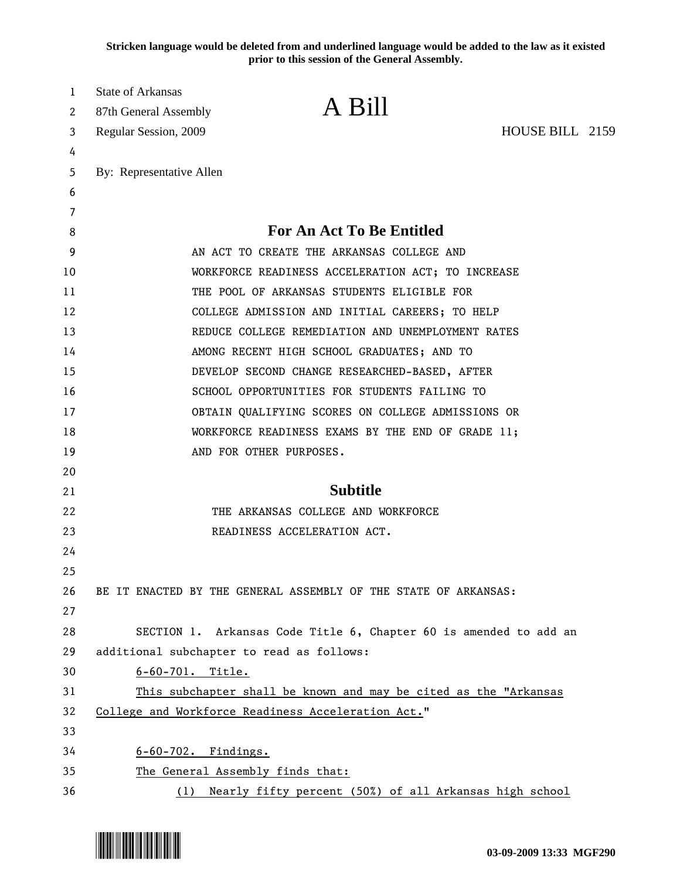**Stricken language would be deleted from and underlined language would be added to the law as it existed prior to this session of the General Assembly.**

State of Arkansas
87th General Assembly
Regular Session, 2009

# A Bill

HOUSE BILL 2159

By: Representative Allen

## For An Act To Be Entitled

AN ACT TO CREATE THE ARKANSAS COLLEGE AND WORKFORCE READINESS ACCELERATION ACT; TO INCREASE THE POOL OF ARKANSAS STUDENTS ELIGIBLE FOR COLLEGE ADMISSION AND INITIAL CAREERS; TO HELP REDUCE COLLEGE REMEDIATION AND UNEMPLOYMENT RATES AMONG RECENT HIGH SCHOOL GRADUATES; AND TO DEVELOP SECOND CHANGE RESEARCHED-BASED, AFTER SCHOOL OPPORTUNITIES FOR STUDENTS FAILING TO OBTAIN QUALIFYING SCORES ON COLLEGE ADMISSIONS OR WORKFORCE READINESS EXAMS BY THE END OF GRADE 11; AND FOR OTHER PURPOSES.

## Subtitle

THE ARKANSAS COLLEGE AND WORKFORCE READINESS ACCELERATION ACT.

BE IT ENACTED BY THE GENERAL ASSEMBLY OF THE STATE OF ARKANSAS:

SECTION 1. Arkansas Code Title 6, Chapter 60 is amended to add an additional subchapter to read as follows:

<u>6-60-701. Title.</u>

<u>This subchapter shall be known and may be cited as the "Arkansas College and Workforce Readiness Acceleration Act."</u>

<u>6-60-702. Findings.</u>

<u>The General Assembly finds that:</u>

<u>(1) Nearly fifty percent (50%) of all Arkansas high school</u>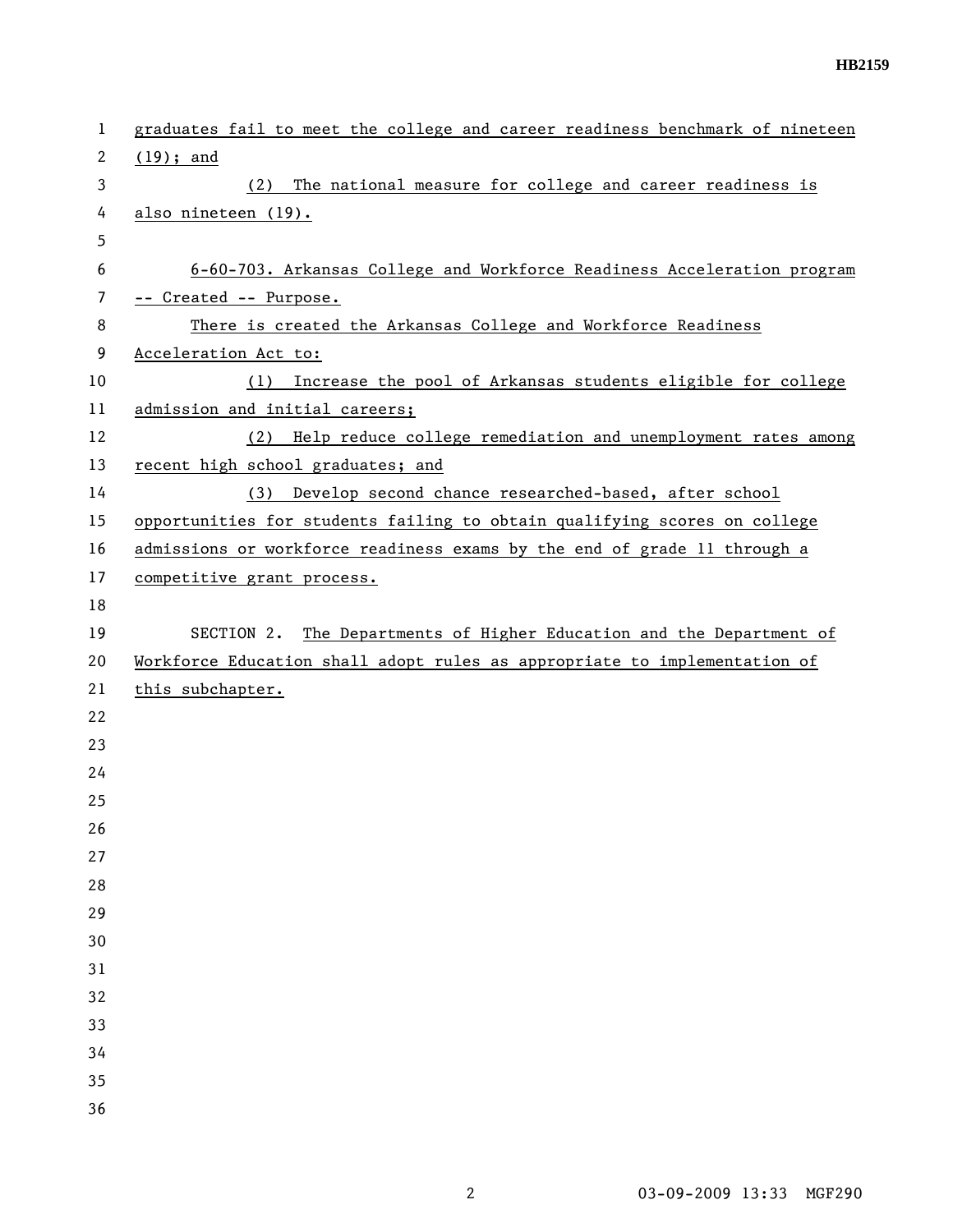graduates fail to meet the college and career readiness benchmark of nineteen (19); and

(2) The national measure for college and career readiness is also nineteen (19).

6-60-703. Arkansas College and Workforce Readiness Acceleration program -- Created -- Purpose.

There is created the Arkansas College and Workforce Readiness Acceleration Act to:

(1) Increase the pool of Arkansas students eligible for college admission and initial careers;

(2) Help reduce college remediation and unemployment rates among recent high school graduates; and

(3) Develop second chance researched-based, after school opportunities for students failing to obtain qualifying scores on college admissions or workforce readiness exams by the end of grade 11 through a competitive grant process.

SECTION 2. The Departments of Higher Education and the Department of Workforce Education shall adopt rules as appropriate to implementation of this subchapter.